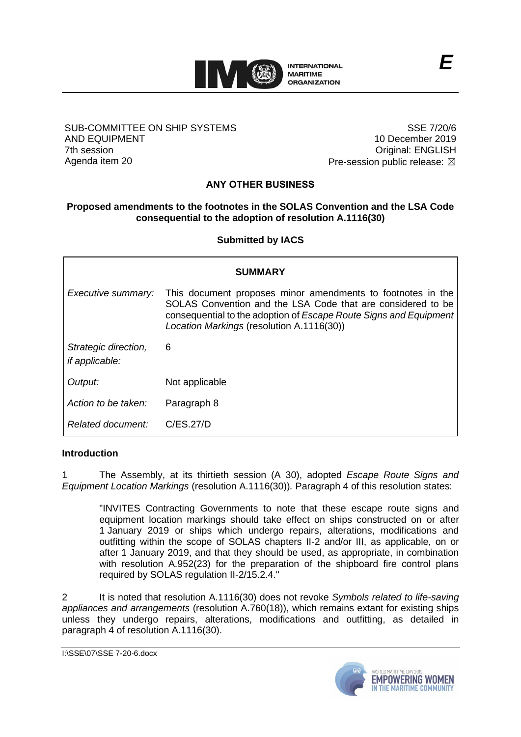*E*

SUB-COMMITTEE ON SHIP SYSTEMS AND EQUIPMENT
7th session
Agenda item 20

SSE 7/20/6
10 December 2019
Original: ENGLISH
Pre-session public release: ☒

## ANY OTHER BUSINESS

### Proposed amendments to the footnotes in the SOLAS Convention and the LSA Code consequential to the adoption of resolution A.1116(30)

**Submitted by IACS**

| **SUMMARY** | |
|---|---|
| *Executive summary:* | This document proposes minor amendments to footnotes in the SOLAS Convention and the LSA Code that are considered to be consequential to the adoption of *Escape Route Signs and Equipment Location Markings* (resolution A.1116(30)) |
| *Strategic direction, if applicable:* | 6 |
| *Output:* | Not applicable |
| *Action to be taken:* | Paragraph 8 |
| *Related document:* | C/ES.27/D |

**Introduction**

1 The Assembly, at its thirtieth session (A 30), adopted *Escape Route Signs and Equipment Location Markings* (resolution A.1116(30)). Paragraph 4 of this resolution states:

> "INVITES Contracting Governments to note that these escape route signs and equipment location markings should take effect on ships constructed on or after 1 January 2019 or ships which undergo repairs, alterations, modifications and outfitting within the scope of SOLAS chapters II-2 and/or III, as applicable, on or after 1 January 2019, and that they should be used, as appropriate, in combination with resolution A.952(23) for the preparation of the shipboard fire control plans required by SOLAS regulation II-2/15.2.4."

2 It is noted that resolution A.1116(30) does not revoke *Symbols related to life-saving appliances and arrangements* (resolution A.760(18)), which remains extant for existing ships unless they undergo repairs, alterations, modifications and outfitting, as detailed in paragraph 4 of resolution A.1116(30).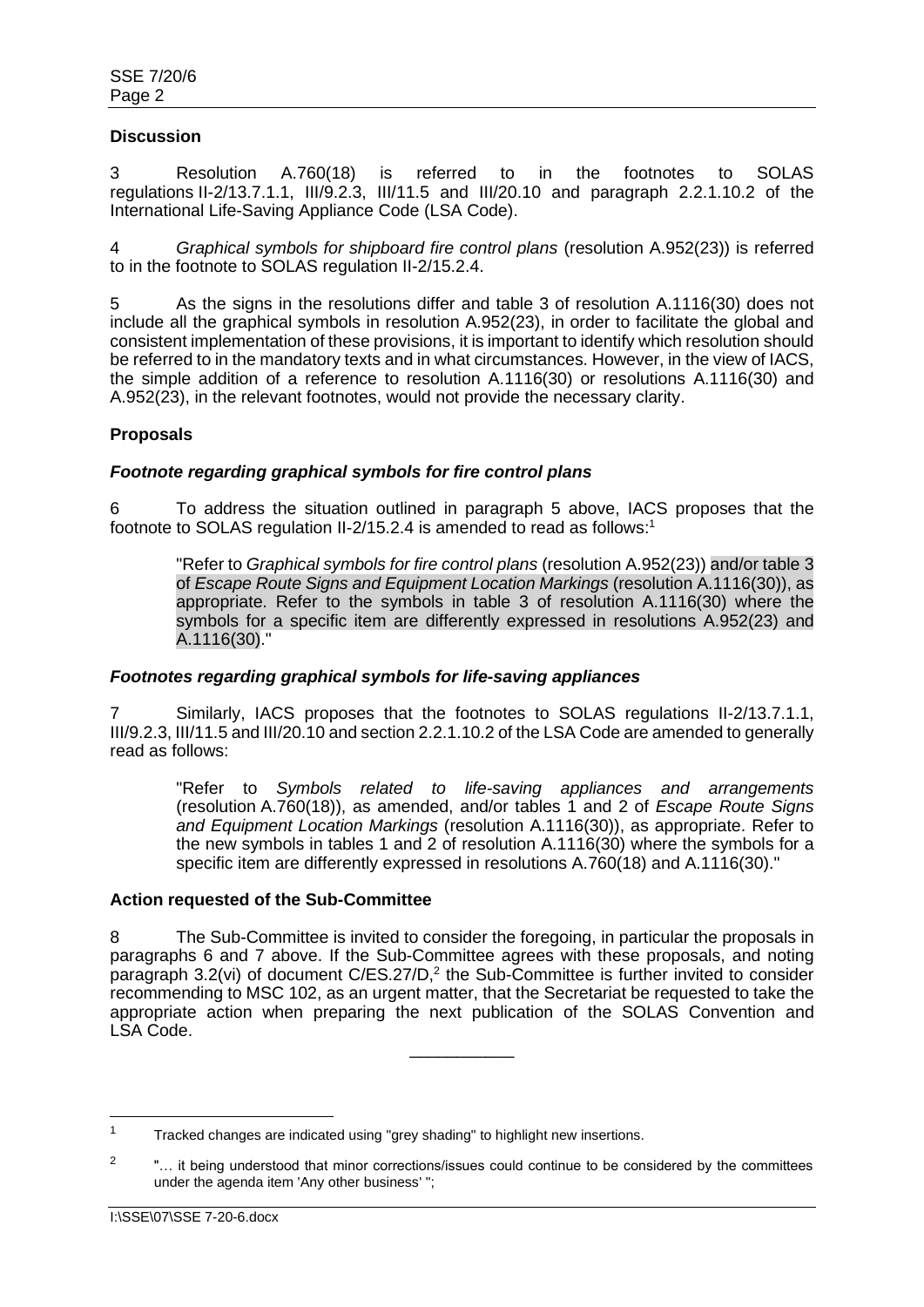## Discussion

3 Resolution A.760(18) is referred to in the footnotes to SOLAS regulations II-2/13.7.1.1, III/9.2.3, III/11.5 and III/20.10 and paragraph 2.2.1.10.2 of the International Life-Saving Appliance Code (LSA Code).

4 *Graphical symbols for shipboard fire control plans* (resolution A.952(23)) is referred to in the footnote to SOLAS regulation II-2/15.2.4.

5 As the signs in the resolutions differ and table 3 of resolution A.1116(30) does not include all the graphical symbols in resolution A.952(23), in order to facilitate the global and consistent implementation of these provisions, it is important to identify which resolution should be referred to in the mandatory texts and in what circumstances. However, in the view of IACS, the simple addition of a reference to resolution A.1116(30) or resolutions A.1116(30) and A.952(23), in the relevant footnotes, would not provide the necessary clarity.

## Proposals

### *Footnote regarding graphical symbols for fire control plans*

6 To address the situation outlined in paragraph 5 above, IACS proposes that the footnote to SOLAS regulation II-2/15.2.4 is amended to read as follows:[1]

> "Refer to *Graphical symbols for fire control plans* (resolution A.952(23)) and/or table 3 of *Escape Route Signs and Equipment Location Markings* (resolution A.1116(30)), as appropriate. Refer to the symbols in table 3 of resolution A.1116(30) where the symbols for a specific item are differently expressed in resolutions A.952(23) and A.1116(30)."

### *Footnotes regarding graphical symbols for life-saving appliances*

7 Similarly, IACS proposes that the footnotes to SOLAS regulations II-2/13.7.1.1, III/9.2.3, III/11.5 and III/20.10 and section 2.2.1.10.2 of the LSA Code are amended to generally read as follows:

> "Refer to *Symbols related to life-saving appliances and arrangements* (resolution A.760(18)), as amended, and/or tables 1 and 2 of *Escape Route Signs and Equipment Location Markings* (resolution A.1116(30)), as appropriate. Refer to the new symbols in tables 1 and 2 of resolution A.1116(30) where the symbols for a specific item are differently expressed in resolutions A.760(18) and A.1116(30)."

## Action requested of the Sub-Committee

8 The Sub-Committee is invited to consider the foregoing, in particular the proposals in paragraphs 6 and 7 above. If the Sub-Committee agrees with these proposals, and noting paragraph 3.2(vi) of document C/ES.27/D,[2] the Sub-Committee is further invited to consider recommending to MSC 102, as an urgent matter, that the Secretariat be requested to take the appropriate action when preparing the next publication of the SOLAS Convention and LSA Code.

---

[1] Tracked changes are indicated using "grey shading" to highlight new insertions.

[2] "… it being understood that minor corrections/issues could continue to be considered by the committees under the agenda item 'Any other business' ";